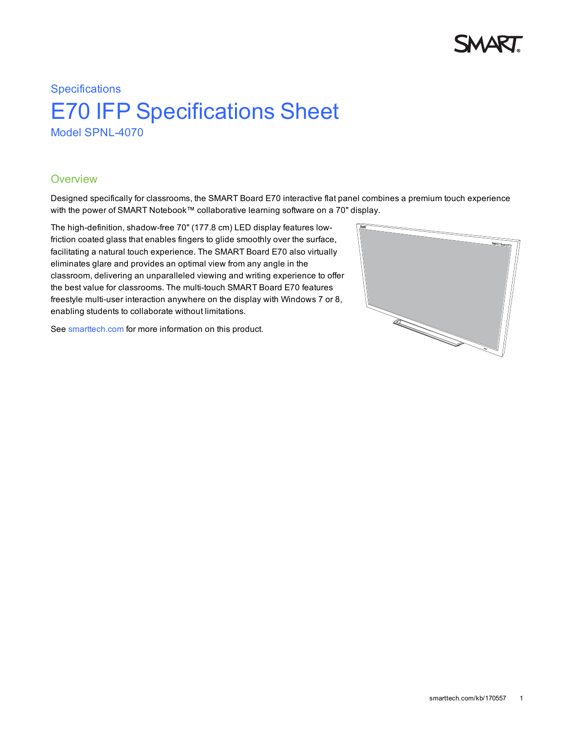Specifications

# E70 IFP Specifications Sheet

Model SPNL-4070

## Overview

Designed specifically for classrooms, the SMART Board E70 interactive flat panel combines a premium touch experience with the power of SMART Notebook™ collaborative learning software on a 70" display.

The high-definition, shadow-free 70" (177.8 cm) LED display features low-friction coated glass that enables fingers to glide smoothly over the surface, facilitating a natural touch experience. The SMART Board E70 also virtually eliminates glare and provides an optimal view from any angle in the classroom, delivering an unparalleled viewing and writing experience to offer the best value for classrooms. The multi-touch SMART Board E70 features freestyle multi-user interaction anywhere on the display with Windows 7 or 8, enabling students to collaborate without limitations.

See smarttech.com for more information on this product.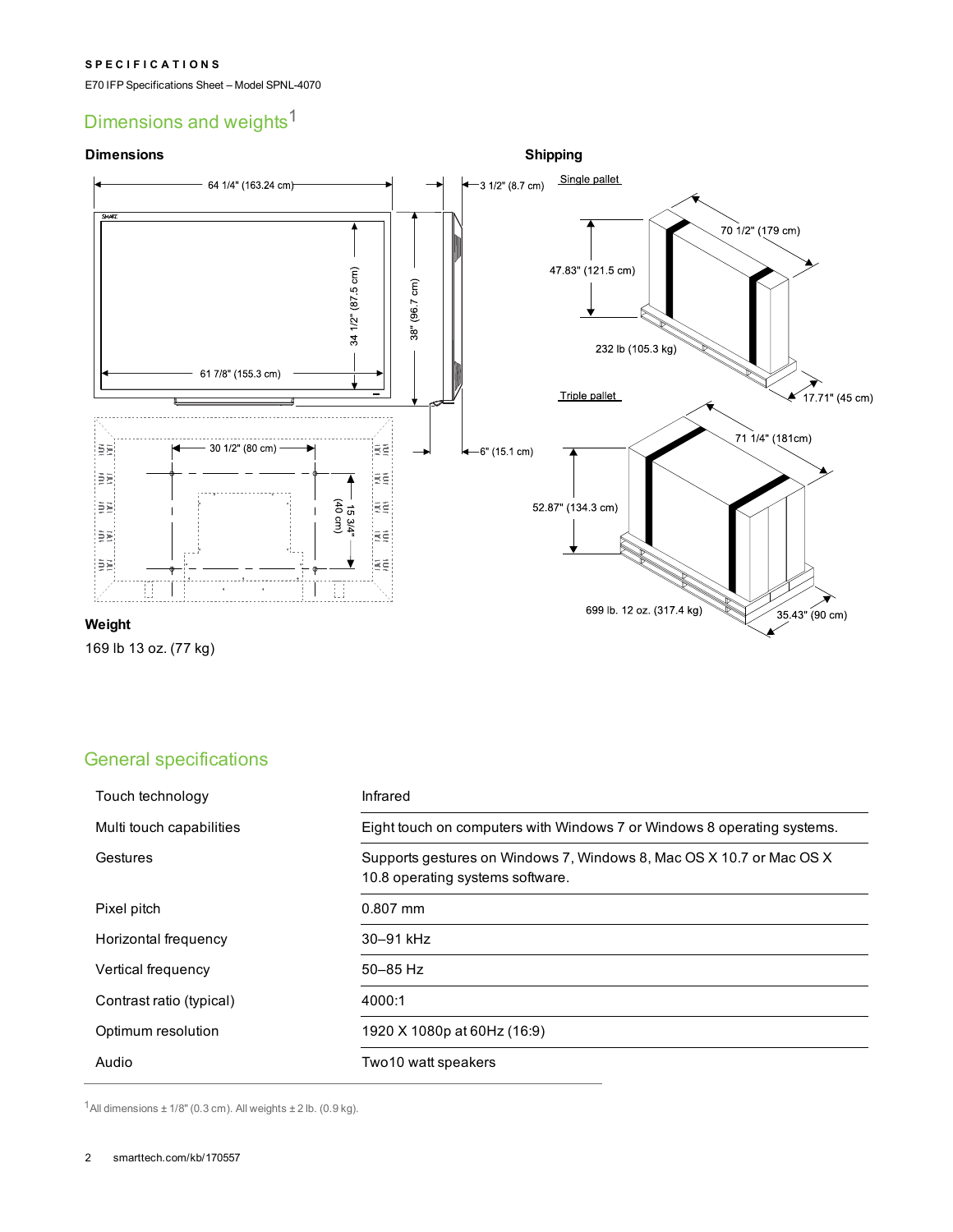## Dimensions and weights[1]

### Dimensions

64 1/4" (163.24 cm)

3 1/2" (8.7 cm)

34 1/2" (87.5 cm)

38" (96.7 cm)

61 7/8" (155.3 cm)

30 1/2" (80 cm)

15 3/4" (40 cm)

6" (15.1 cm)

### Weight

169 lb 13 oz. (77 kg)

### Shipping

Single pallet

47.83" (121.5 cm)

70 1/2" (179 cm)

232 lb (105.3 kg)

17.71" (45 cm)

Triple pallet

52.87" (134.3 cm)

71 1/4" (181cm)

699 lb. 12 oz. (317.4 kg)

35.43" (90 cm)

## General specifications

| | |
|---|---|
| Touch technology | Infrared |
| Multi touch capabilities | Eight touch on computers with Windows 7 or Windows 8 operating systems. |
| Gestures | Supports gestures on Windows 7, Windows 8, Mac OS X 10.7 or Mac OS X 10.8 operating systems software. |
| Pixel pitch | 0.807 mm |
| Horizontal frequency | 30–91 kHz |
| Vertical frequency | 50–85 Hz |
| Contrast ratio (typical) | 4000:1 |
| Optimum resolution | 1920 X 1080p at 60Hz (16:9) |
| Audio | Two10 watt speakers |

[1] All dimensions ± 1/8" (0.3 cm). All weights ± 2 lb. (0.9 kg).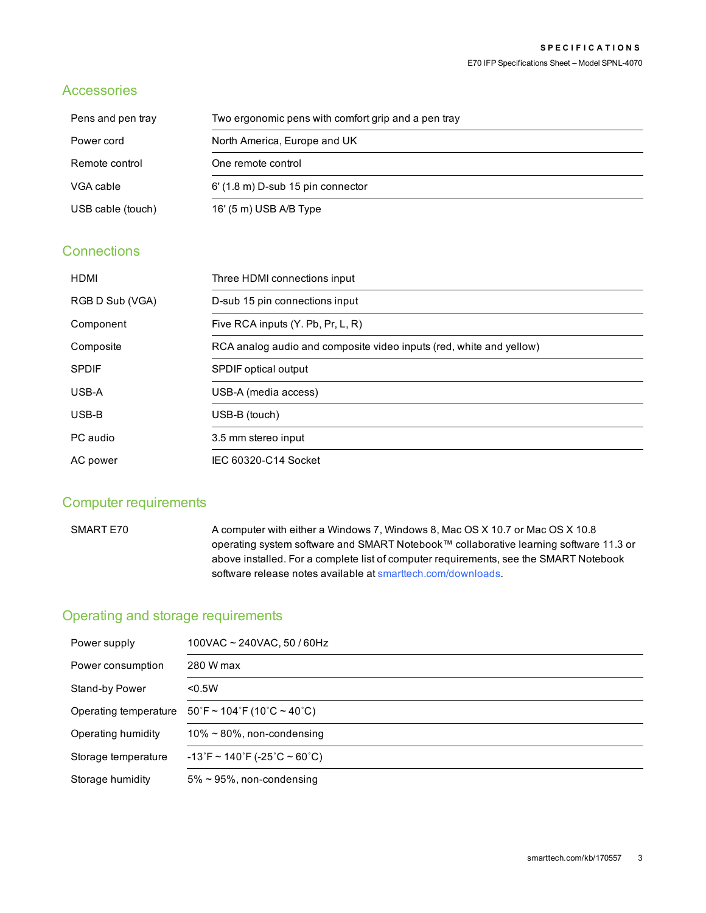## Accessories

| | |
|---|---|
| Pens and pen tray | Two ergonomic pens with comfort grip and a pen tray |
| Power cord | North America, Europe and UK |
| Remote control | One remote control |
| VGA cable | 6' (1.8 m) D-sub 15 pin connector |
| USB cable (touch) | 16' (5 m) USB A/B Type |

## Connections

| | |
|---|---|
| HDMI | Three HDMI connections input |
| RGB D Sub (VGA) | D-sub 15 pin connections input |
| Component | Five RCA inputs (Y. Pb, Pr, L, R) |
| Composite | RCA analog audio and composite video inputs (red, white and yellow) |
| SPDIF | SPDIF optical output |
| USB-A | USB-A (media access) |
| USB-B | USB-B (touch) |
| PC audio | 3.5 mm stereo input |
| AC power | IEC 60320-C14 Socket |

## Computer requirements

| | |
|---|---|
| SMART E70 | A computer with either a Windows 7, Windows 8, Mac OS X 10.7 or Mac OS X 10.8 operating system software and SMART Notebook™ collaborative learning software 11.3 or above installed. For a complete list of computer requirements, see the SMART Notebook software release notes available at smarttech.com/downloads. |

## Operating and storage requirements

| | |
|---|---|
| Power supply | 100VAC ~ 240VAC, 50 / 60Hz |
| Power consumption | 280 W max |
| Stand-by Power | <0.5W |
| Operating temperature | 50˚F ~ 104˚F (10˚C ~ 40˚C) |
| Operating humidity | 10% ~ 80%, non-condensing |
| Storage temperature | -13˚F ~ 140˚F (-25˚C ~ 60˚C) |
| Storage humidity | 5% ~ 95%, non-condensing |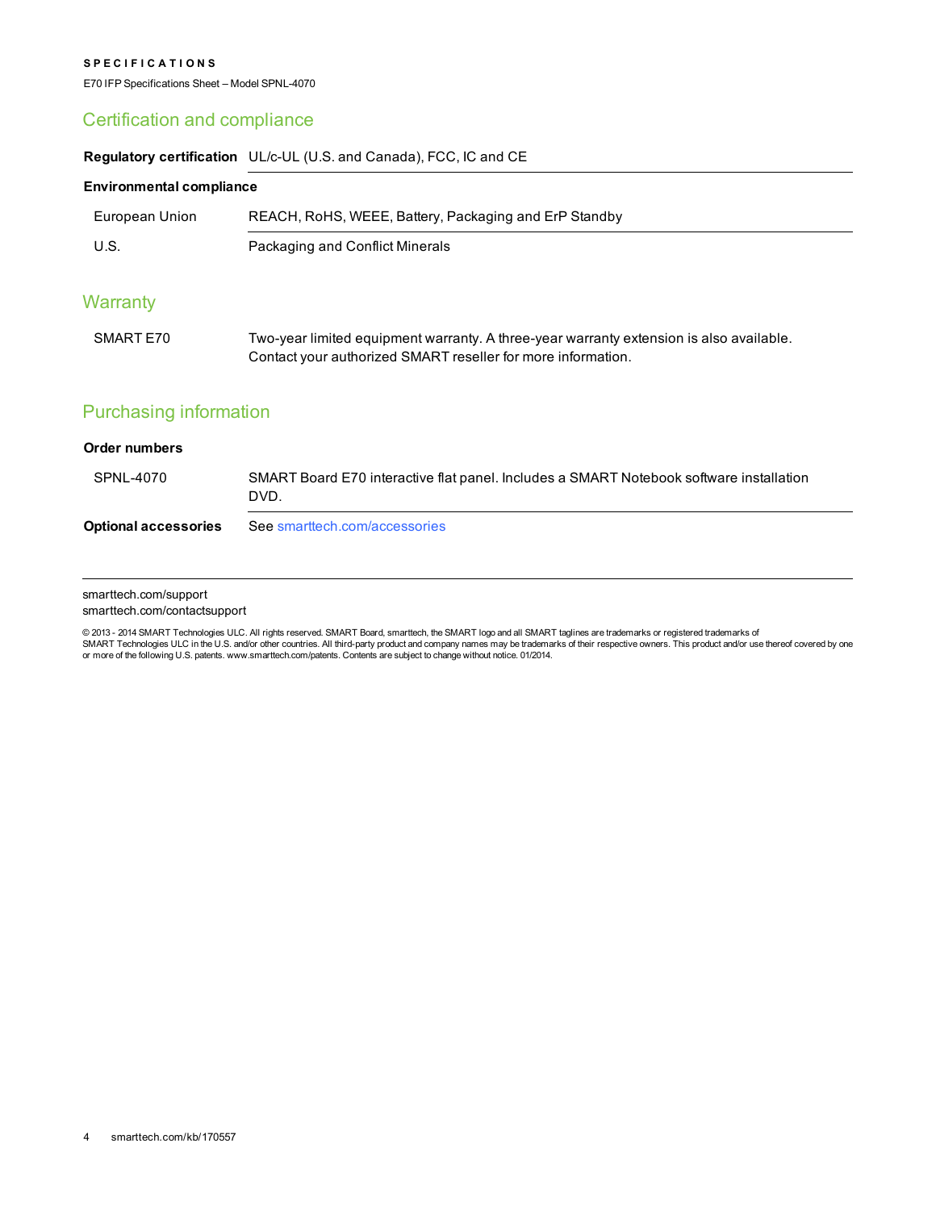## Certification and compliance

| | |
|---|---|
| **Regulatory certification** | UL/c-UL (U.S. and Canada), FCC, IC and CE |
| **Environmental compliance** | |
| European Union | REACH, RoHS, WEEE, Battery, Packaging and ErP Standby |
| U.S. | Packaging and Conflict Minerals |

## Warranty

| | |
|---|---|
| SMART E70 | Two-year limited equipment warranty. A three-year warranty extension is also available. Contact your authorized SMART reseller for more information. |

## Purchasing information

| | |
|---|---|
| **Order numbers** | |
| SPNL-4070 | SMART Board E70 interactive flat panel. Includes a SMART Notebook software installation DVD. |
| **Optional accessories** | See smarttech.com/accessories |

smarttech.com/support
smarttech.com/contactsupport

© 2013 - 2014 SMART Technologies ULC. All rights reserved. SMART Board, smarttech, the SMART logo and all SMART taglines are trademarks or registered trademarks of SMART Technologies ULC in the U.S. and/or other countries. All third-party product and company names may be trademarks of their respective owners. This product and/or use thereof covered by one or more of the following U.S. patents. www.smarttech.com/patents. Contents are subject to change without notice. 01/2014.